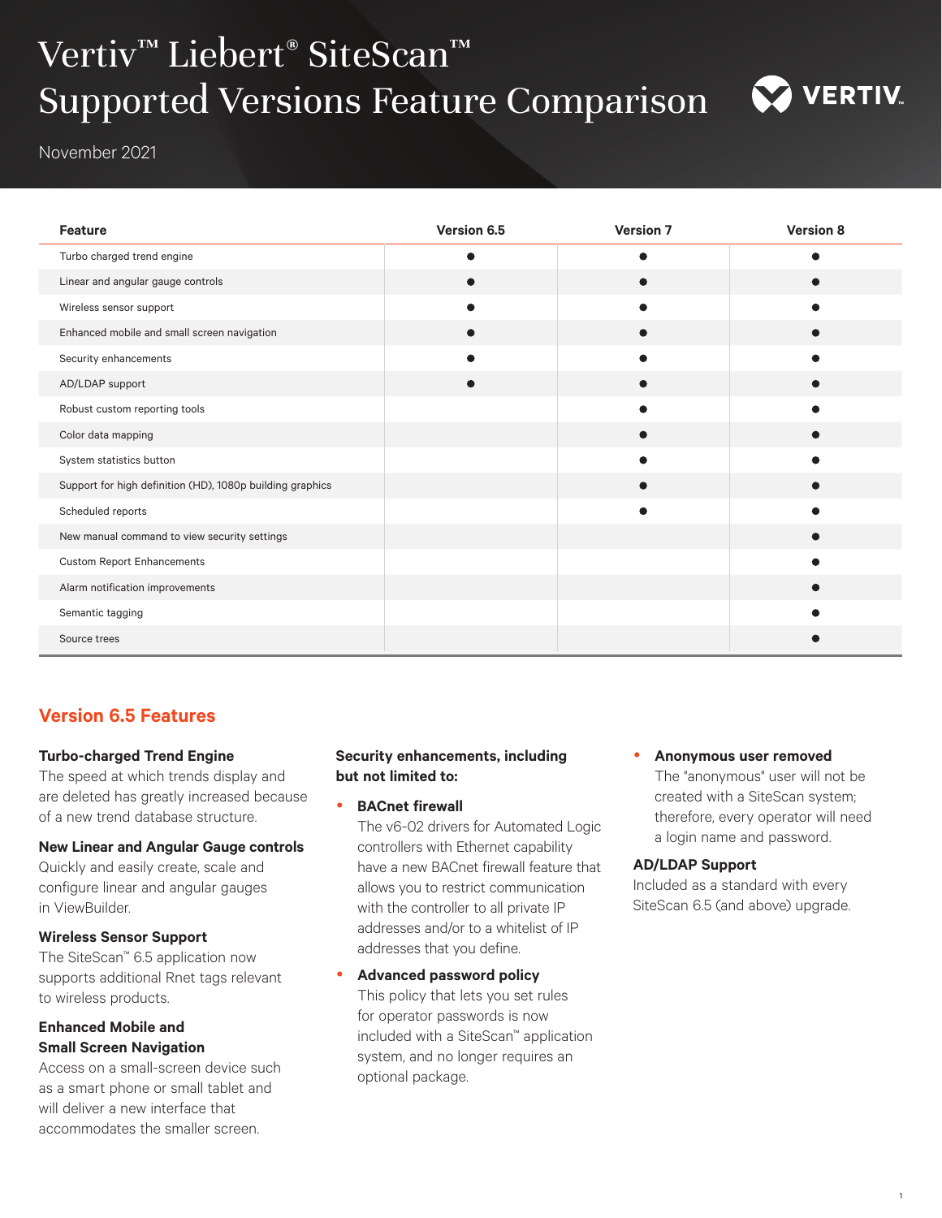# Vertiv™ Liebert® SiteScan™ Supported Versions Feature Comparison

November 2021

| Feature | Version 6.5 | Version 7 | Version 8 |
|---|---|---|---|
| Turbo charged trend engine | ● | ● | ● |
| Linear and angular gauge controls | ● | ● | ● |
| Wireless sensor support | ● | ● | ● |
| Enhanced mobile and small screen navigation | ● | ● | ● |
| Security enhancements | ● | ● | ● |
| AD/LDAP support | ● | ● | ● |
| Robust custom reporting tools | | ● | ● |
| Color data mapping | | ● | ● |
| System statistics button | | ● | ● |
| Support for high definition (HD), 1080p building graphics | | ● | ● |
| Scheduled reports | | ● | ● |
| New manual command to view security settings | | | ● |
| Custom Report Enhancements | | | ● |
| Alarm notification improvements | | | ● |
| Semantic tagging | | | ● |
| Source trees | | | ● |

## Version 6.5 Features

**Turbo-charged Trend Engine**
The speed at which trends display and are deleted has greatly increased because of a new trend database structure.

**New Linear and Angular Gauge controls**
Quickly and easily create, scale and configure linear and angular gauges in ViewBuilder.

**Wireless Sensor Support**
The SiteScan™ 6.5 application now supports additional Rnet tags relevant to wireless products.

**Enhanced Mobile and Small Screen Navigation**
Access on a small-screen device such as a smart phone or small tablet and will deliver a new interface that accommodates the smaller screen.

**Security enhancements, including but not limited to:**

- **BACnet firewall**
  The v6-02 drivers for Automated Logic controllers with Ethernet capability have a new BACnet firewall feature that allows you to restrict communication with the controller to all private IP addresses and/or to a whitelist of IP addresses that you define.
- **Advanced password policy**
  This policy that lets you set rules for operator passwords is now included with a SiteScan™ application system, and no longer requires an optional package.
- **Anonymous user removed**
  The "anonymous" user will not be created with a SiteScan system; therefore, every operator will need a login name and password.

**AD/LDAP Support**
Included as a standard with every SiteScan 6.5 (and above) upgrade.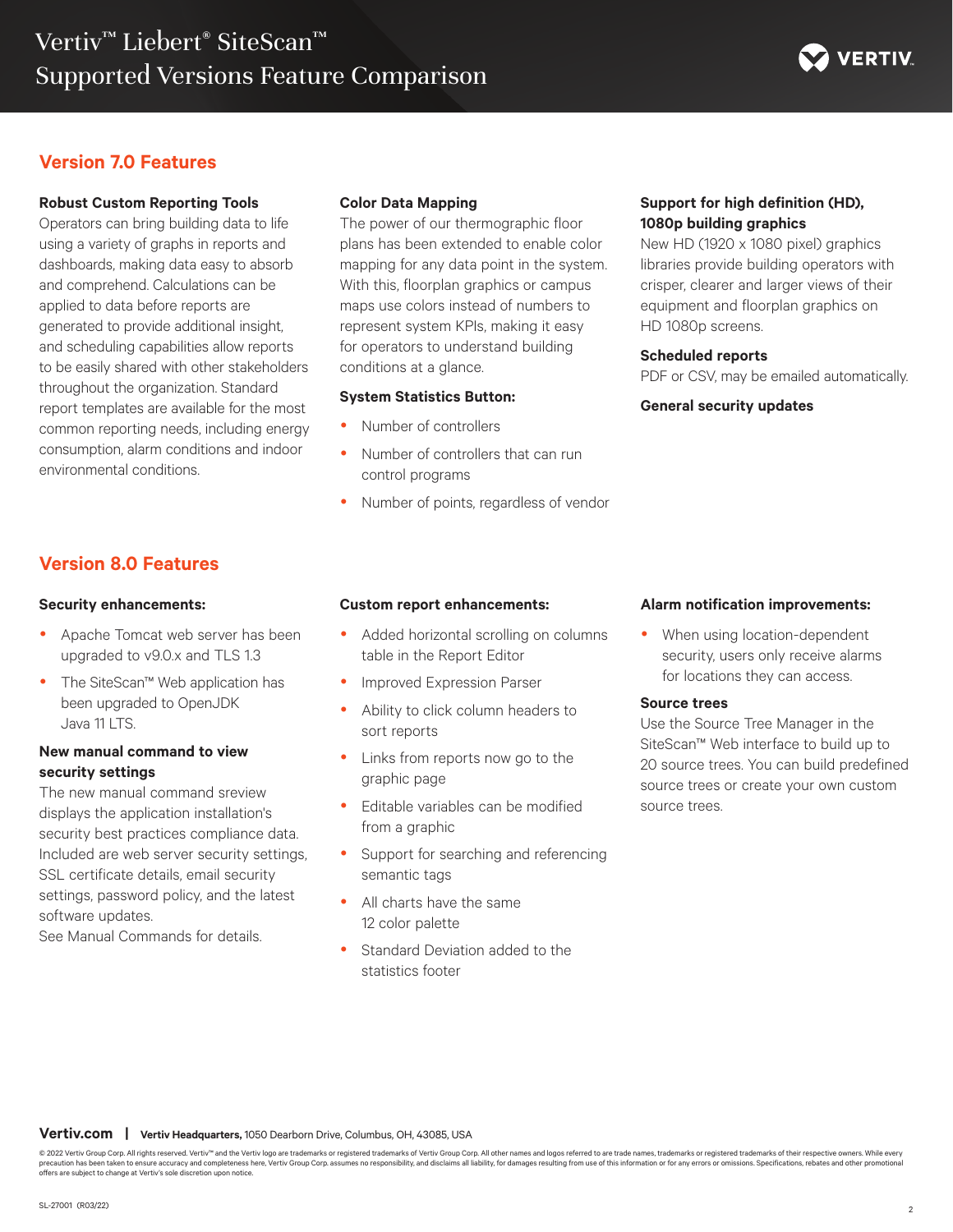# Vertiv™ Liebert® SiteScan™ Supported Versions Feature Comparison

## Version 7.0 Features

**Robust Custom Reporting Tools**

Operators can bring building data to life using a variety of graphs in reports and dashboards, making data easy to absorb and comprehend. Calculations can be applied to data before reports are generated to provide additional insight, and scheduling capabilities allow reports to be easily shared with other stakeholders throughout the organization. Standard report templates are available for the most common reporting needs, including energy consumption, alarm conditions and indoor environmental conditions.

**Color Data Mapping**

The power of our thermographic floor plans has been extended to enable color mapping for any data point in the system. With this, floorplan graphics or campus maps use colors instead of numbers to represent system KPIs, making it easy for operators to understand building conditions at a glance.

**System Statistics Button:**

- Number of controllers
- Number of controllers that can run control programs
- Number of points, regardless of vendor

**Support for high definition (HD), 1080p building graphics**

New HD (1920 x 1080 pixel) graphics libraries provide building operators with crisper, clearer and larger views of their equipment and floorplan graphics on HD 1080p screens.

**Scheduled reports**

PDF or CSV, may be emailed automatically.

**General security updates**

## Version 8.0 Features

**Security enhancements:**

- Apache Tomcat web server has been upgraded to v9.0.x and TLS 1.3
- The SiteScan™ Web application has been upgraded to OpenJDK Java 11 LTS.

**New manual command to view security settings**

The new manual command sreview displays the application installation's security best practices compliance data. Included are web server security settings, SSL certificate details, email security settings, password policy, and the latest software updates.
See Manual Commands for details.

**Custom report enhancements:**

- Added horizontal scrolling on columns table in the Report Editor
- Improved Expression Parser
- Ability to click column headers to sort reports
- Links from reports now go to the graphic page
- Editable variables can be modified from a graphic
- Support for searching and referencing semantic tags
- All charts have the same 12 color palette
- Standard Deviation added to the statistics footer

**Alarm notification improvements:**

- When using location-dependent security, users only receive alarms for locations they can access.

**Source trees**

Use the Source Tree Manager in the SiteScan™ Web interface to build up to 20 source trees. You can build predefined source trees or create your own custom source trees.

**Vertiv.com** | **Vertiv Headquarters,** 1050 Dearborn Drive, Columbus, OH, 43085, USA

© 2022 Vertiv Group Corp. All rights reserved. Vertiv™ and the Vertiv logo are trademarks or registered trademarks of Vertiv Group Corp. All other names and logos referred to are trade names, trademarks or registered trademarks of their respective owners. While every precaution has been taken to ensure accuracy and completeness here, Vertiv Group Corp. assumes no responsibility, and disclaims all liability, for damages resulting from use of this information or for any errors or omissions. Specifications, rebates and other promotional offers are subject to change at Vertiv's sole discretion upon notice.

SL-27001 (R03/22)